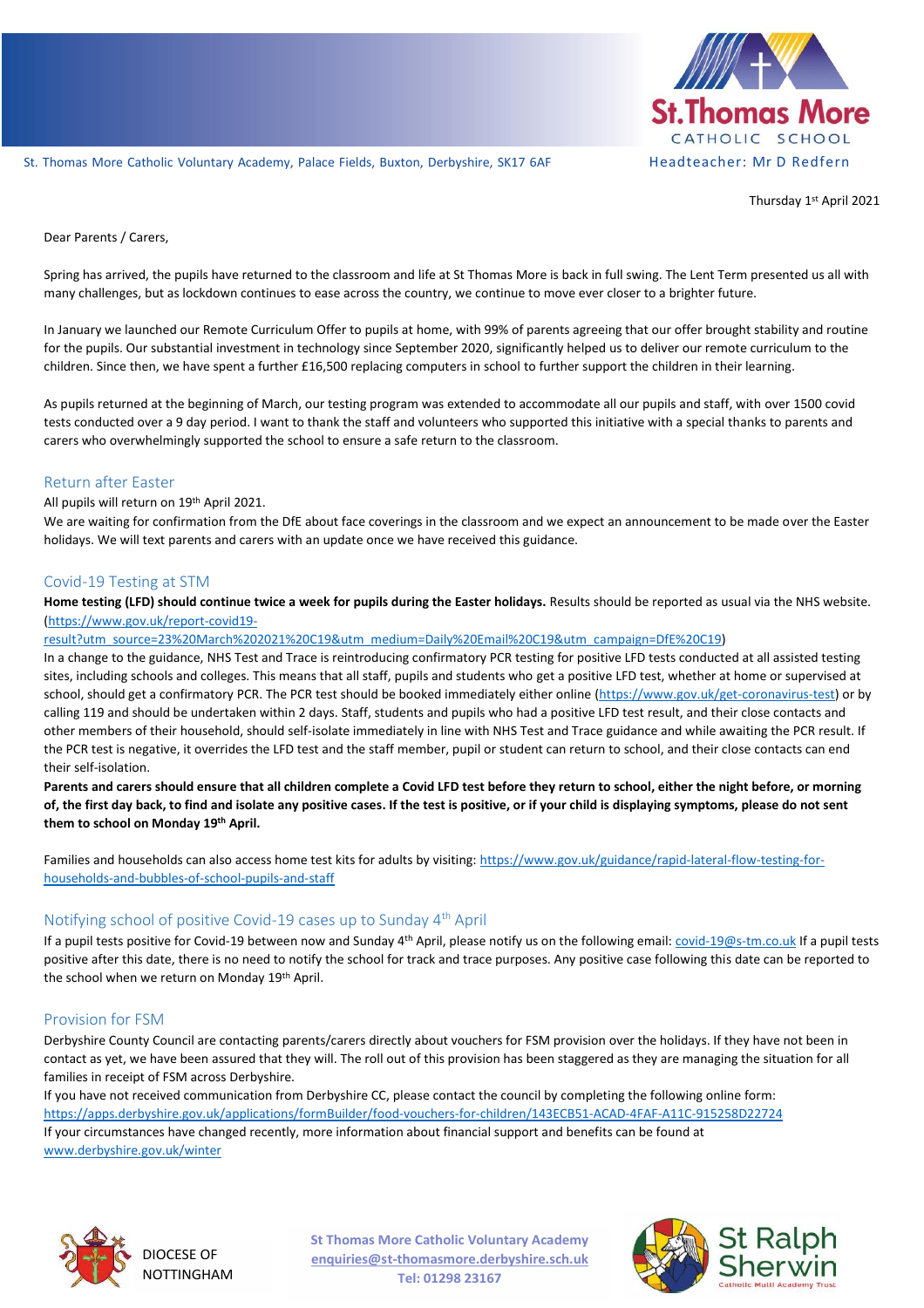St. Thomas More Catholic Voluntary Academy, Palace Fields, Buxton, Derbyshire, SK17 6AF

Headteacher: Mr D Redfern

Thursday 1st April 2021

Dear Parents / Carers,

Spring has arrived, the pupils have returned to the classroom and life at St Thomas More is back in full swing. The Lent Term presented us all with many challenges, but as lockdown continues to ease across the country, we continue to move ever closer to a brighter future.

In January we launched our Remote Curriculum Offer to pupils at home, with 99% of parents agreeing that our offer brought stability and routine for the pupils. Our substantial investment in technology since September 2020, significantly helped us to deliver our remote curriculum to the children. Since then, we have spent a further £16,500 replacing computers in school to further support the children in their learning.

As pupils returned at the beginning of March, our testing program was extended to accommodate all our pupils and staff, with over 1500 covid tests conducted over a 9 day period. I want to thank the staff and volunteers who supported this initiative with a special thanks to parents and carers who overwhelmingly supported the school to ensure a safe return to the classroom.

## Return after Easter

All pupils will return on 19th April 2021.

We are waiting for confirmation from the DfE about face coverings in the classroom and we expect an announcement to be made over the Easter holidays. We will text parents and carers with an update once we have received this guidance.

## Covid-19 Testing at STM

**Home testing (LFD) should continue twice a week for pupils during the Easter holidays.** Results should be reported as usual via the NHS website. (https://www.gov.uk/report-covid19-result?utm_source=23%20March%202021%20C19&utm_medium=Daily%20Email%20C19&utm_campaign=DfE%20C19)

In a change to the guidance, NHS Test and Trace is reintroducing confirmatory PCR testing for positive LFD tests conducted at all assisted testing sites, including schools and colleges. This means that all staff, pupils and students who get a positive LFD test, whether at home or supervised at school, should get a confirmatory PCR. The PCR test should be booked immediately either online (https://www.gov.uk/get-coronavirus-test) or by calling 119 and should be undertaken within 2 days. Staff, students and pupils who had a positive LFD test result, and their close contacts and other members of their household, should self-isolate immediately in line with NHS Test and Trace guidance and while awaiting the PCR result. If the PCR test is negative, it overrides the LFD test and the staff member, pupil or student can return to school, and their close contacts can end their self-isolation.

**Parents and carers should ensure that all children complete a Covid LFD test before they return to school, either the night before, or morning of, the first day back, to find and isolate any positive cases. If the test is positive, or if your child is displaying symptoms, please do not sent them to school on Monday 19th April.**

Families and households can also access home test kits for adults by visiting: https://www.gov.uk/guidance/rapid-lateral-flow-testing-for-households-and-bubbles-of-school-pupils-and-staff

## Notifying school of positive Covid-19 cases up to Sunday 4th April

If a pupil tests positive for Covid-19 between now and Sunday 4th April, please notify us on the following email: covid-19@s-tm.co.uk If a pupil tests positive after this date, there is no need to notify the school for track and trace purposes. Any positive case following this date can be reported to the school when we return on Monday 19th April.

## Provision for FSM

Derbyshire County Council are contacting parents/carers directly about vouchers for FSM provision over the holidays. If they have not been in contact as yet, we have been assured that they will. The roll out of this provision has been staggered as they are managing the situation for all families in receipt of FSM across Derbyshire.

If you have not received communication from Derbyshire CC, please contact the council by completing the following online form: https://apps.derbyshire.gov.uk/applications/formBuilder/food-vouchers-for-children/143ECB51-ACAD-4FAF-A11C-915258D22724

If your circumstances have changed recently, more information about financial support and benefits can be found at www.derbyshire.gov.uk/winter

DIOCESE OF NOTTINGHAM

St Thomas More Catholic Voluntary Academy
enquiries@st-thomasmore.derbyshire.sch.uk
Tel: 01298 23167

St Ralph Sherwin Catholic Multi Academy Trust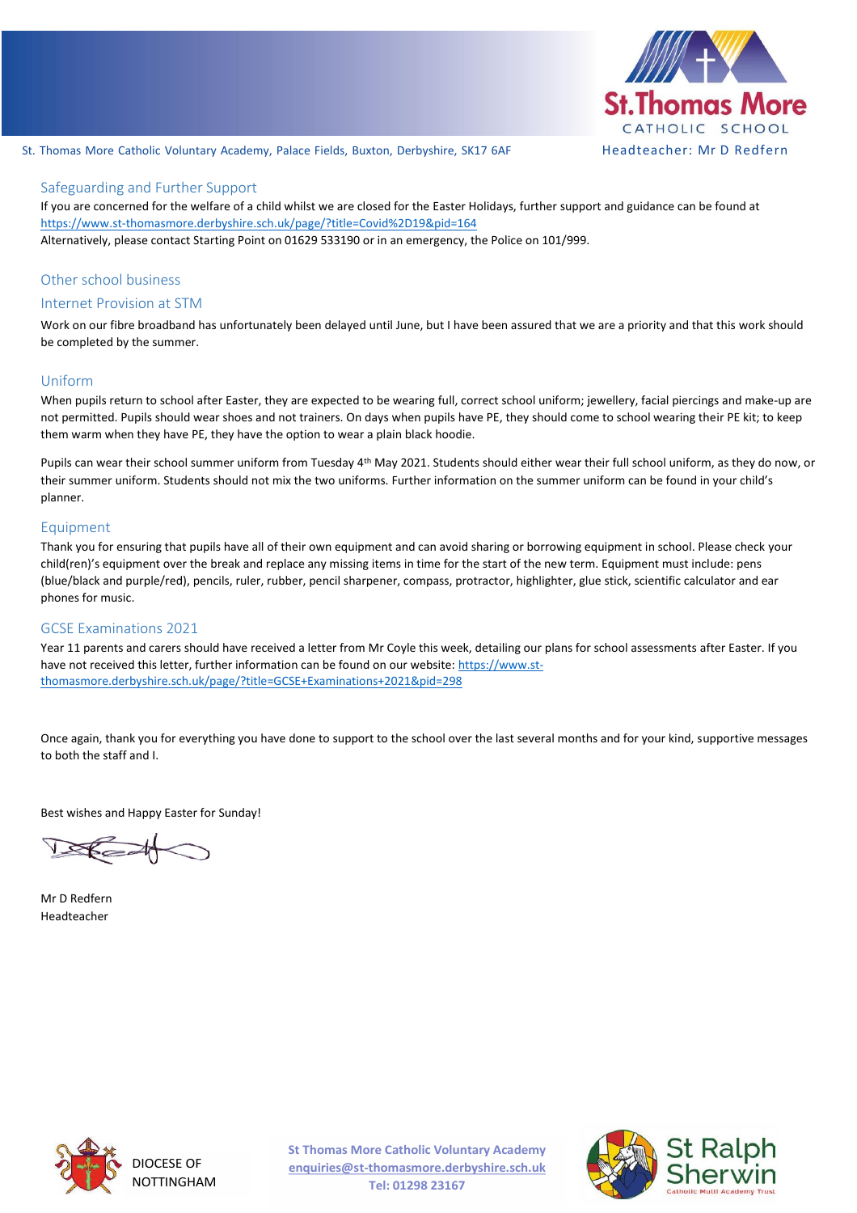## Safeguarding and Further Support

If you are concerned for the welfare of a child whilst we are closed for the Easter Holidays, further support and guidance can be found at https://www.st-thomasmore.derbyshire.sch.uk/page/?title=Covid%2D19&pid=164
Alternatively, please contact Starting Point on 01629 533190 or in an emergency, the Police on 101/999.

## Other school business

### Internet Provision at STM

Work on our fibre broadband has unfortunately been delayed until June, but I have been assured that we are a priority and that this work should be completed by the summer.

### Uniform

When pupils return to school after Easter, they are expected to be wearing full, correct school uniform; jewellery, facial piercings and make-up are not permitted. Pupils should wear shoes and not trainers. On days when pupils have PE, they should come to school wearing their PE kit; to keep them warm when they have PE, they have the option to wear a plain black hoodie.

Pupils can wear their school summer uniform from Tuesday 4th May 2021. Students should either wear their full school uniform, as they do now, or their summer uniform. Students should not mix the two uniforms. Further information on the summer uniform can be found in your child's planner.

### Equipment

Thank you for ensuring that pupils have all of their own equipment and can avoid sharing or borrowing equipment in school. Please check your child(ren)'s equipment over the break and replace any missing items in time for the start of the new term. Equipment must include: pens (blue/black and purple/red), pencils, ruler, rubber, pencil sharpener, compass, protractor, highlighter, glue stick, scientific calculator and ear phones for music.

### GCSE Examinations 2021

Year 11 parents and carers should have received a letter from Mr Coyle this week, detailing our plans for school assessments after Easter. If you have not received this letter, further information can be found on our website: https://www.st-thomasmore.derbyshire.sch.uk/page/?title=GCSE+Examinations+2021&pid=298

Once again, thank you for everything you have done to support to the school over the last several months and for your kind, supportive messages to both the staff and I.

Best wishes and Happy Easter for Sunday!

Mr D Redfern
Headteacher